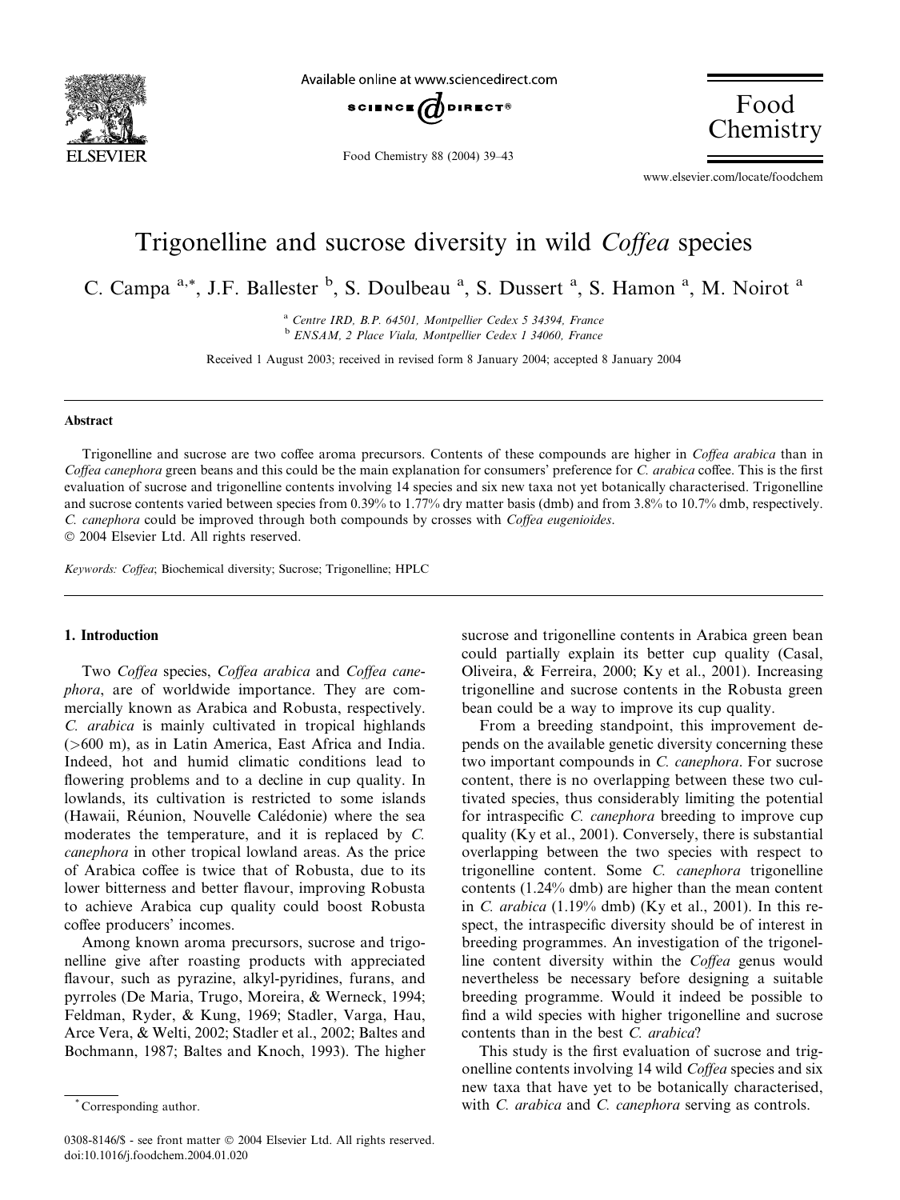# Trigonelline and sucrose diversity in wild *Coffea* species

C. Campa [a,*], J.F. Ballester [b], S. Doulbeau [a], S. Dussert [a], S. Hamon [a], M. Noirot [a]

[a] Centre IRD, B.P. 64501, Montpellier Cedex 5 34394, France

[b] ENSAM, 2 Place Viala, Montpellier Cedex 1 34060, France

Received 1 August 2003; received in revised form 8 January 2004; accepted 8 January 2004

## Abstract

Trigonelline and sucrose are two coffee aroma precursors. Contents of these compounds are higher in *Coffea arabica* than in *Coffea canephora* green beans and this could be the main explanation for consumers' preference for *C. arabica* coffee. This is the first evaluation of sucrose and trigonelline contents involving 14 species and six new taxa not yet botanically characterised. Trigonelline and sucrose contents varied between species from 0.39% to 1.77% dry matter basis (dmb) and from 3.8% to 10.7% dmb, respectively. *C. canephora* could be improved through both compounds by crosses with *Coffea eugenioides*.

© 2004 Elsevier Ltd. All rights reserved.

*Keywords:* *Coffea*; Biochemical diversity; Sucrose; Trigonelline; HPLC

## 1. Introduction

Two *Coffea* species, *Coffea arabica* and *Coffea canephora*, are of worldwide importance. They are commercially known as Arabica and Robusta, respectively. *C. arabica* is mainly cultivated in tropical highlands (>600 m), as in Latin America, East Africa and India. Indeed, hot and humid climatic conditions lead to flowering problems and to a decline in cup quality. In lowlands, its cultivation is restricted to some islands (Hawaii, Réunion, Nouvelle Calédonie) where the sea moderates the temperature, and it is replaced by *C. canephora* in other tropical lowland areas. As the price of Arabica coffee is twice that of Robusta, due to its lower bitterness and better flavour, improving Robusta to achieve Arabica cup quality could boost Robusta coffee producers' incomes.

Among known aroma precursors, sucrose and trigonelline give after roasting products with appreciated flavour, such as pyrazine, alkyl-pyridines, furans, and pyrroles (De Maria, Trugo, Moreira, & Werneck, 1994; Feldman, Ryder, & Kung, 1969; Stadler, Varga, Hau, Arce Vera, & Welti, 2002; Stadler et al., 2002; Baltes and Bochmann, 1987; Baltes and Knoch, 1993). The higher sucrose and trigonelline contents in Arabica green bean could partially explain its better cup quality (Casal, Oliveira, & Ferreira, 2000; Ky et al., 2001). Increasing trigonelline and sucrose contents in the Robusta green bean could be a way to improve its cup quality.

From a breeding standpoint, this improvement depends on the available genetic diversity concerning these two important compounds in *C. canephora*. For sucrose content, there is no overlapping between these two cultivated species, thus considerably limiting the potential for intraspecific *C. canephora* breeding to improve cup quality (Ky et al., 2001). Conversely, there is substantial overlapping between the two species with respect to trigonelline content. Some *C. canephora* trigonelline contents (1.24% dmb) are higher than the mean content in *C. arabica* (1.19% dmb) (Ky et al., 2001). In this respect, the intraspecific diversity should be of interest in breeding programmes. An investigation of the trigonelline content diversity within the *Coffea* genus would nevertheless be necessary before designing a suitable breeding programme. Would it indeed be possible to find a wild species with higher trigonelline and sucrose contents than in the best *C. arabica*?

This study is the first evaluation of sucrose and trigonelline contents involving 14 wild *Coffea* species and six new taxa that have yet to be botanically characterised, with *C. arabica* and *C. canephora* serving as controls.

* Corresponding author.

0308-8146/$ - see front matter © 2004 Elsevier Ltd. All rights reserved.
doi:10.1016/j.foodchem.2004.01.020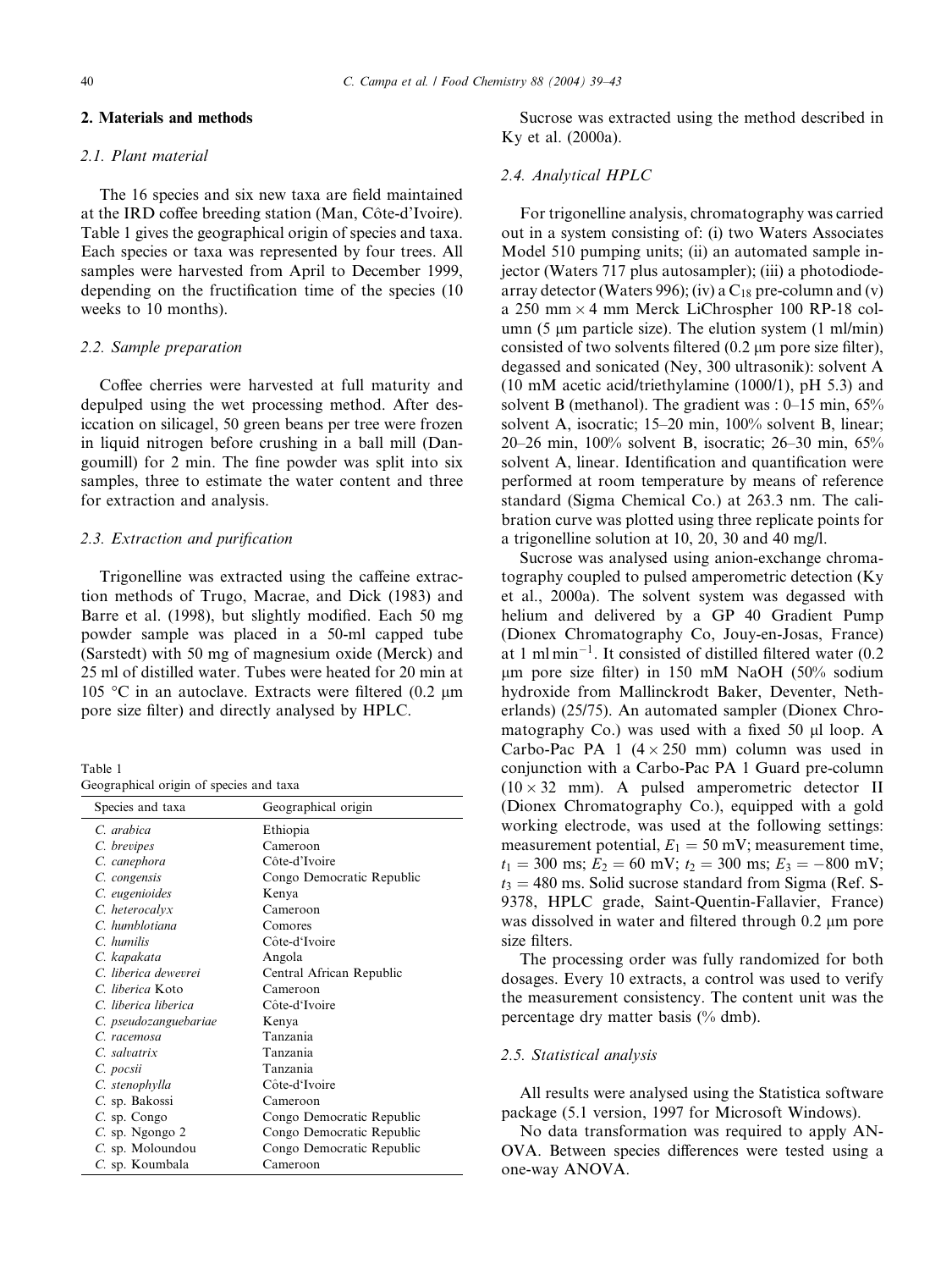## 2. Materials and methods

### 2.1. Plant material

The 16 species and six new taxa are field maintained at the IRD coffee breeding station (Man, Côte-d'Ivoire). Table 1 gives the geographical origin of species and taxa. Each species or taxa was represented by four trees. All samples were harvested from April to December 1999, depending on the fructification time of the species (10 weeks to 10 months).

### 2.2. Sample preparation

Coffee cherries were harvested at full maturity and depulped using the wet processing method. After desiccation on silicagel, 50 green beans per tree were frozen in liquid nitrogen before crushing in a ball mill (Dangoumill) for 2 min. The fine powder was split into six samples, three to estimate the water content and three for extraction and analysis.

### 2.3. Extraction and purification

Trigonelline was extracted using the caffeine extraction methods of Trugo, Macrae, and Dick (1983) and Barre et al. (1998), but slightly modified. Each 50 mg powder sample was placed in a 50-ml capped tube (Sarstedt) with 50 mg of magnesium oxide (Merck) and 25 ml of distilled water. Tubes were heated for 20 min at 105 °C in an autoclave. Extracts were filtered (0.2 μm pore size filter) and directly analysed by HPLC.

Table 1
Geographical origin of species and taxa

| Species and taxa | Geographical origin |
|---|---|
| *C. arabica* | Ethiopia |
| *C. brevipes* | Cameroon |
| *C. canephora* | Côte-d'Ivoire |
| *C. congensis* | Congo Democratic Republic |
| *C. eugenioides* | Kenya |
| *C. heterocalyx* | Cameroon |
| *C. humblotiana* | Comores |
| *C. humilis* | Côte-d'Ivoire |
| *C. kapakata* | Angola |
| *C. liberica dewevrei* | Central African Republic |
| *C. liberica* Koto | Cameroon |
| *C. liberica liberica* | Côte-d'Ivoire |
| *C. pseudozanguebariae* | Kenya |
| *C. racemosa* | Tanzania |
| *C. salvatrix* | Tanzania |
| *C. pocsii* | Tanzania |
| *C. stenophylla* | Côte-d'Ivoire |
| *C.* sp. Bakossi | Cameroon |
| *C.* sp. Congo | Congo Democratic Republic |
| *C.* sp. Ngongo 2 | Congo Democratic Republic |
| *C.* sp. Moloundou | Congo Democratic Republic |
| *C.* sp. Koumbala | Cameroon |

Sucrose was extracted using the method described in Ky et al. (2000a).

### 2.4. Analytical HPLC

For trigonelline analysis, chromatography was carried out in a system consisting of: (i) two Waters Associates Model 510 pumping units; (ii) an automated sample injector (Waters 717 plus autosampler); (iii) a photodiode-array detector (Waters 996); (iv) a $C_{18}$ pre-column and (v) a 250 mm × 4 mm Merck LiChrospher 100 RP-18 column (5 μm particle size). The elution system (1 ml/min) consisted of two solvents filtered (0.2 μm pore size filter), degassed and sonicated (Ney, 300 ultrasonik): solvent A (10 mM acetic acid/triethylamine (1000/1), pH 5.3) and solvent B (methanol). The gradient was : 0–15 min, 65% solvent A, isocratic; 15–20 min, 100% solvent B, linear; 20–26 min, 100% solvent B, isocratic; 26–30 min, 65% solvent A, linear. Identification and quantification were performed at room temperature by means of reference standard (Sigma Chemical Co.) at 263.3 nm. The calibration curve was plotted using three replicate points for a trigonelline solution at 10, 20, 30 and 40 mg/l.

Sucrose was analysed using anion-exchange chromatography coupled to pulsed amperometric detection (Ky et al., 2000a). The solvent system was degassed with helium and delivered by a GP 40 Gradient Pump (Dionex Chromatography Co, Jouy-en-Josas, France) at 1 ml $\text{min}^{-1}$. It consisted of distilled filtered water (0.2 μm pore size filter) in 150 mM NaOH (50% sodium hydroxide from Mallinckrodt Baker, Deventer, Netherlands) (25/75). An automated sampler (Dionex Chromatography Co.) was used with a fixed 50 μl loop. A Carbo-Pac PA 1 (4 × 250 mm) column was used in conjunction with a Carbo-Pac PA 1 Guard pre-column (10 × 32 mm). A pulsed amperometric detector II (Dionex Chromatography Co.), equipped with a gold working electrode, was used at the following settings: measurement potential, $E_1 = 50$ mV; measurement time, $t_1 = 300$ ms; $E_2 = 60$ mV; $t_2 = 300$ ms; $E_3 = -800$ mV; $t_3 = 480$ ms. Solid sucrose standard from Sigma (Ref. S-9378, HPLC grade, Saint-Quentin-Fallavier, France) was dissolved in water and filtered through 0.2 μm pore size filters.

The processing order was fully randomized for both dosages. Every 10 extracts, a control was used to verify the measurement consistency. The content unit was the percentage dry matter basis (% dmb).

### 2.5. Statistical analysis

All results were analysed using the Statistica software package (5.1 version, 1997 for Microsoft Windows).

No data transformation was required to apply ANOVA. Between species differences were tested using a one-way ANOVA.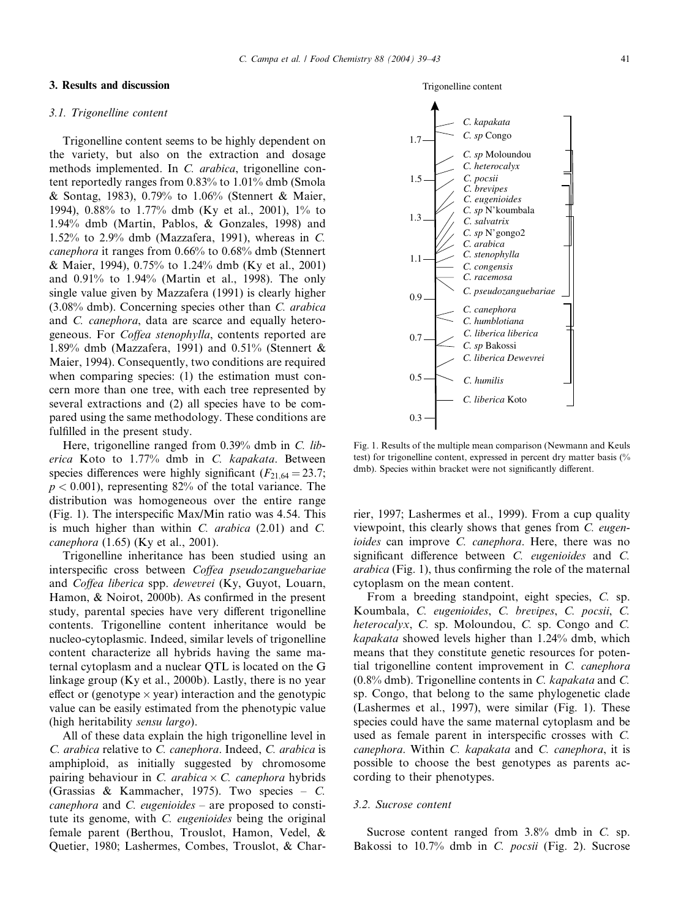## 3. Results and discussion

### 3.1. Trigonelline content

Trigonelline content seems to be highly dependent on the variety, but also on the extraction and dosage methods implemented. In *C. arabica*, trigonelline content reportedly ranges from 0.83% to 1.01% dmb (Smola & Sontag, 1983), 0.79% to 1.06% (Stennert & Maier, 1994), 0.88% to 1.77% dmb (Ky et al., 2001), 1% to 1.94% dmb (Martin, Pablos, & Gonzales, 1998) and 1.52% to 2.9% dmb (Mazzafera, 1991), whereas in *C. canephora* it ranges from 0.66% to 0.68% dmb (Stennert & Maier, 1994), 0.75% to 1.24% dmb (Ky et al., 2001) and 0.91% to 1.94% (Martin et al., 1998). The only single value given by Mazzafera (1991) is clearly higher (3.08% dmb). Concerning species other than *C. arabica* and *C. canephora*, data are scarce and equally heterogeneous. For *Coffea stenophylla*, contents reported are 1.89% dmb (Mazzafera, 1991) and 0.51% (Stennert & Maier, 1994). Consequently, two conditions are required when comparing species: (1) the estimation must concern more than one tree, with each tree represented by several extractions and (2) all species have to be compared using the same methodology. These conditions are fulfilled in the present study.

Here, trigonelline ranged from 0.39% dmb in *C. liberica* Koto to 1.77% dmb in *C. kapakata*. Between species differences were highly significant ($F_{21,64} = 23.7$; $p < 0.001$), representing 82% of the total variance. The distribution was homogeneous over the entire range (Fig. 1). The interspecific Max/Min ratio was 4.54. This is much higher than within *C. arabica* (2.01) and *C. canephora* (1.65) (Ky et al., 2001).

Trigonelline inheritance has been studied using an interspecific cross between *Coffea pseudozanguebariae* and *Coffea liberica* spp. *dewevrei* (Ky, Guyot, Louarn, Hamon, & Noirot, 2000b). As confirmed in the present study, parental species have very different trigonelline contents. Trigonelline content inheritance would be nucleo-cytoplasmic. Indeed, similar levels of trigonelline content characterize all hybrids having the same maternal cytoplasm and a nuclear QTL is located on the G linkage group (Ky et al., 2000b). Lastly, there is no year effect or (genotype × year) interaction and the genotypic value can be easily estimated from the phenotypic value (high heritability *sensu largo*).

All of these data explain the high trigonelline level in *C. arabica* relative to *C. canephora*. Indeed, *C. arabica* is amphiploid, as initially suggested by chromosome pairing behaviour in *C. arabica* × *C. canephora* hybrids (Grassias & Kammacher, 1975). Two species – *C. canephora* and *C. eugenioides* – are proposed to constitute its genome, with *C. eugenioides* being the original female parent (Berthou, Trouslot, Hamon, Vedel, & Quetier, 1980; Lashermes, Combes, Trouslot, & Charrier, 1997; Lashermes et al., 1999). From a cup quality viewpoint, this clearly shows that genes from *C. eugenioides* can improve *C. canephora*. Here, there was no significant difference between *C. eugenioides* and *C. arabica* (Fig. 1), thus confirming the role of the maternal cytoplasm on the mean content.

From a breeding standpoint, eight species, *C.* sp. Koumbala, *C. eugenioides*, *C. brevipes*, *C. pocsii*, *C. heterocalyx*, *C.* sp. Moloundou, *C.* sp. Congo and *C. kapakata* showed levels higher than 1.24% dmb, which means that they constitute genetic resources for potential trigonelline content improvement in *C. canephora* (0.8% dmb). Trigonelline contents in *C. kapakata* and *C.* sp. Congo, that belong to the same phylogenetic clade (Lashermes et al., 1997), were similar (Fig. 1). These species could have the same maternal cytoplasm and be used as female parent in interspecific crosses with *C. canephora*. Within *C. kapakata* and *C. canephora*, it is possible to choose the best genotypes as parents according to their phenotypes.

Trigonelline content

| Axis | Species |
|---|---|
| | *C. kapakata* |
| 1.7 | *C. sp* Congo |
| | *C. sp* Moloundou |
| | *C. heterocalyx* |
| 1.5 | *C. pocsii* |
| | *C. brevipes* |
| | *C. eugenioides* |
| | *C. sp* N'koumbala |
| 1.3 | *C. salvatrix* |
| | *C. sp* N'gongo2 |
| | *C. arabica* |
| 1.1 | *C. stenophylla* |
| | *C. congensis* |
| | *C. racemosa* |
| | *C. pseudozanguebariae* |
| 0.9 | |
| | *C. canephora* |
| | *C. humblotiana* |
| 0.7 | *C. liberica liberica* |
| | *C. sp* Bakossi |
| | *C. liberica Dewevrei* |
| 0.5 | *C. humilis* |
| | *C. liberica* Koto |
| 0.3 | |

Fig. 1. Results of the multiple mean comparison (Newmann and Keuls test) for trigonelline content, expressed in percent dry matter basis (% dmb). Species within bracket were not significantly different.

### 3.2. Sucrose content

Sucrose content ranged from 3.8% dmb in *C.* sp. Bakossi to 10.7% dmb in *C. pocsii* (Fig. 2). Sucrose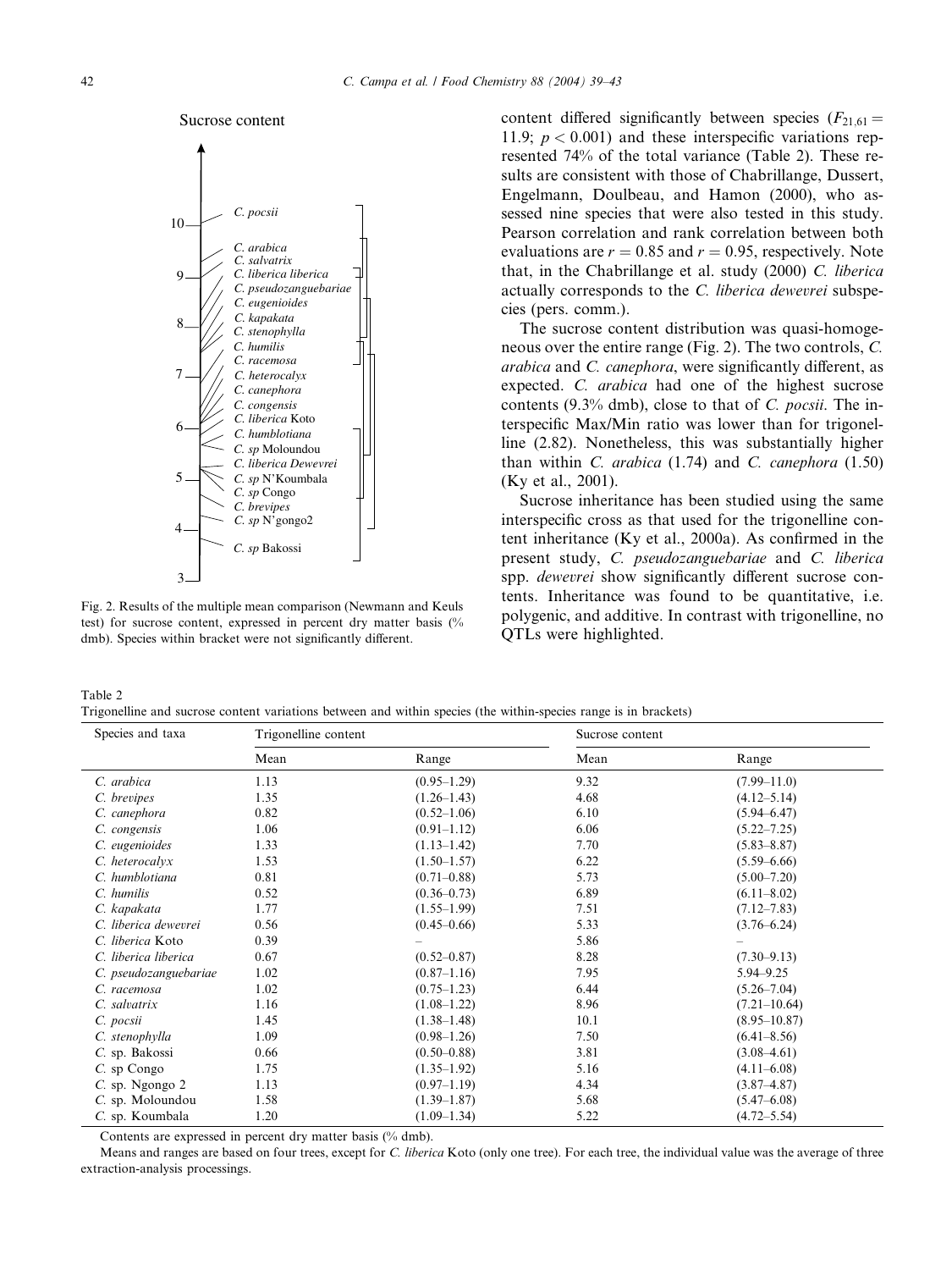Sucrose content

| Sucrose content (% dmb) | Species |
|---|---|
| 10 | *C. pocsii* |
| | *C. arabica* |
| | *C. salvatrix* |
| 9 | *C. liberica liberica* |
| | *C. pseudozanguebariae* |
| | *C. eugenioides* |
| | *C. kapakata* |
| 8 | *C. stenophylla* |
| | *C. humilis* |
| | *C. racemosa* |
| 7 | *C. heterocalyx* |
| | *C. canephora* |
| | *C. congensis* |
| | *C. liberica* Koto |
| 6 | *C. humblotiana* |
| | *C. sp* Moloundou |
| | *C. liberica Dewevrei* |
| 5 | *C. sp* N'Koumbala |
| | *C. sp* Congo |
| | *C. brevipes* |
| | *C. sp* N'gongo2 |
| 4 | |
| | *C. sp* Bakossi |
| 3 | |

Fig. 2. Results of the multiple mean comparison (Newmann and Keuls test) for sucrose content, expressed in percent dry matter basis (% dmb). Species within bracket were not significantly different.

content differed significantly between species ($F_{21,61} = 11.9$; $p < 0.001$) and these interspecific variations represented 74% of the total variance (Table 2). These results are consistent with those of Chabrillange, Dussert, Engelmann, Doulbeau, and Hamon (2000), who assessed nine species that were also tested in this study. Pearson correlation and rank correlation between both evaluations are $r = 0.85$ and $r = 0.95$, respectively. Note that, in the Chabrillange et al. study (2000) *C. liberica* actually corresponds to the *C. liberica dewevrei* subspecies (pers. comm.).

The sucrose content distribution was quasi-homogeneous over the entire range (Fig. 2). The two controls, *C. arabica* and *C. canephora*, were significantly different, as expected. *C. arabica* had one of the highest sucrose contents (9.3% dmb), close to that of *C. pocsii*. The interspecific Max/Min ratio was lower than for trigonelline (2.82). Nonetheless, this was substantially higher than within *C. arabica* (1.74) and *C. canephora* (1.50) (Ky et al., 2001).

Sucrose inheritance has been studied using the same interspecific cross as that used for the trigonelline content inheritance (Ky et al., 2000a). As confirmed in the present study, *C. pseudozanguebariae* and *C. liberica* spp. *dewevrei* show significantly different sucrose contents. Inheritance was found to be quantitative, i.e. polygenic, and additive. In contrast with trigonelline, no QTLs were highlighted.

Table 2
Trigonelline and sucrose content variations between and within species (the within-species range is in brackets)

| Species and taxa | Trigonelline content | | Sucrose content | |
|---|---|---|---|---|
| | Mean | Range | Mean | Range |
| *C. arabica* | 1.13 | (0.95–1.29) | 9.32 | (7.99–11.0) |
| *C. brevipes* | 1.35 | (1.26–1.43) | 4.68 | (4.12–5.14) |
| *C. canephora* | 0.82 | (0.52–1.06) | 6.10 | (5.94–6.47) |
| *C. congensis* | 1.06 | (0.91–1.12) | 6.06 | (5.22–7.25) |
| *C. eugenioides* | 1.33 | (1.13–1.42) | 7.70 | (5.83–8.87) |
| *C. heterocalyx* | 1.53 | (1.50–1.57) | 6.22 | (5.59–6.66) |
| *C. humblotiana* | 0.81 | (0.71–0.88) | 5.73 | (5.00–7.20) |
| *C. humilis* | 0.52 | (0.36–0.73) | 6.89 | (6.11–8.02) |
| *C. kapakata* | 1.77 | (1.55–1.99) | 7.51 | (7.12–7.83) |
| *C. liberica dewevrei* | 0.56 | (0.45–0.66) | 5.33 | (3.76–6.24) |
| *C. liberica* Koto | 0.39 | – | 5.86 | – |
| *C. liberica liberica* | 0.67 | (0.52–0.87) | 8.28 | (7.30–9.13) |
| *C. pseudozanguebariae* | 1.02 | (0.87–1.16) | 7.95 | 5.94–9.25 |
| *C. racemosa* | 1.02 | (0.75–1.23) | 6.44 | (5.26–7.04) |
| *C. salvatrix* | 1.16 | (1.08–1.22) | 8.96 | (7.21–10.64) |
| *C. pocsii* | 1.45 | (1.38–1.48) | 10.1 | (8.95–10.87) |
| *C. stenophylla* | 1.09 | (0.98–1.26) | 7.50 | (6.41–8.56) |
| *C.* sp. Bakossi | 0.66 | (0.50–0.88) | 3.81 | (3.08–4.61) |
| *C.* sp Congo | 1.75 | (1.35–1.92) | 5.16 | (4.11–6.08) |
| *C.* sp. Ngongo 2 | 1.13 | (0.97–1.19) | 4.34 | (3.87–4.87) |
| *C.* sp. Moloundou | 1.58 | (1.39–1.87) | 5.68 | (5.47–6.08) |
| *C.* sp. Koumbala | 1.20 | (1.09–1.34) | 5.22 | (4.72–5.54) |

Contents are expressed in percent dry matter basis (% dmb).

Means and ranges are based on four trees, except for *C. liberica* Koto (only one tree). For each tree, the individual value was the average of three extraction-analysis processings.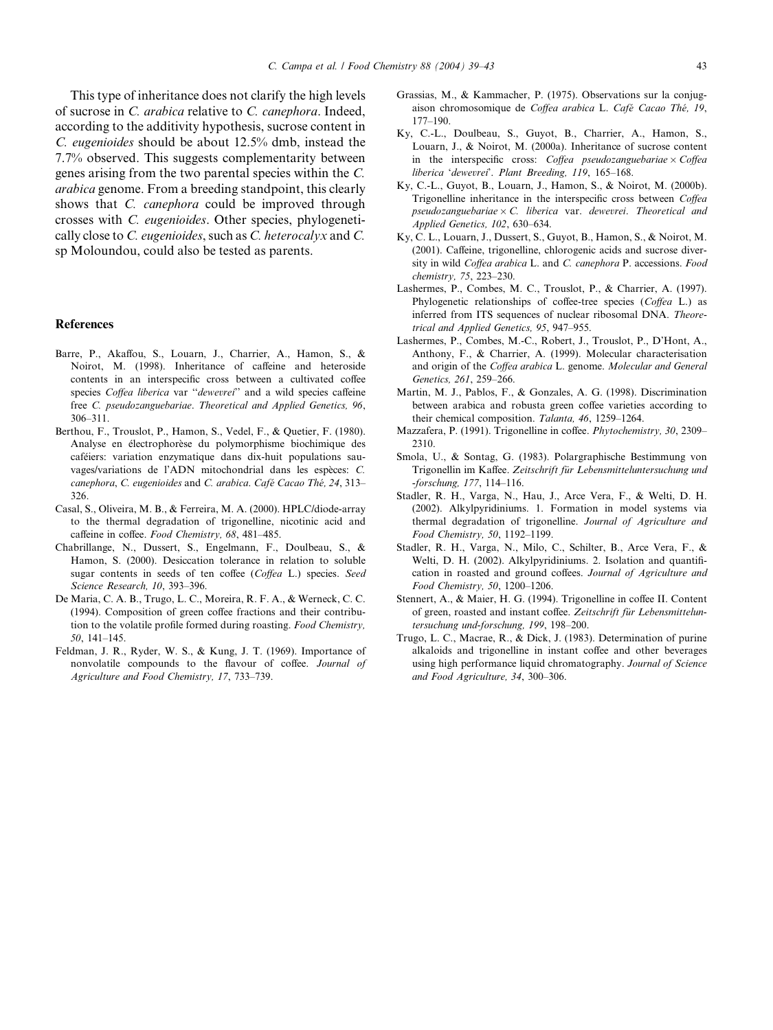This type of inheritance does not clarify the high levels of sucrose in *C. arabica* relative to *C. canephora*. Indeed, according to the additivity hypothesis, sucrose content in *C. eugenioides* should be about 12.5% dmb, instead the 7.7% observed. This suggests complementarity between genes arising from the two parental species within the *C. arabica* genome. From a breeding standpoint, this clearly shows that *C. canephora* could be improved through crosses with *C. eugenioides*. Other species, phylogenetically close to *C. eugenioides*, such as *C. heterocalyx* and *C.* sp Moloundou, could also be tested as parents.

## References

Barre, P., Akaffou, S., Louarn, J., Charrier, A., Hamon, S., & Noirot, M. (1998). Inheritance of caffeine and heteroside contents in an interspecific cross between a cultivated coffee species *Coffea liberica* var "*dewevrei*" and a wild species caffeine free *C. pseudozanguebariae*. *Theoretical and Applied Genetics, 96*, 306–311.

Berthou, F., Trouslot, P., Hamon, S., Vedel, F., & Quetier, F. (1980). Analyse en électrophorèse du polymorphisme biochimique des caféiers: variation enzymatique dans dix-huit populations sauvages/variations de l'ADN mitochondrial dans les espèces: *C. canephora*, *C. eugenioides* and *C. arabica*. *Café Cacao Thé, 24*, 313–326.

Casal, S., Oliveira, M. B., & Ferreira, M. A. (2000). HPLC/diode-array to the thermal degradation of trigonelline, nicotinic acid and caffeine in coffee. *Food Chemistry, 68*, 481–485.

Chabrillange, N., Dussert, S., Engelmann, F., Doulbeau, S., & Hamon, S. (2000). Desiccation tolerance in relation to soluble sugar contents in seeds of ten coffee (*Coffea* L.) species. *Seed Science Research, 10*, 393–396.

De Maria, C. A. B., Trugo, L. C., Moreira, R. F. A., & Werneck, C. C. (1994). Composition of green coffee fractions and their contribution to the volatile profile formed during roasting. *Food Chemistry, 50*, 141–145.

Feldman, J. R., Ryder, W. S., & Kung, J. T. (1969). Importance of nonvolatile compounds to the flavour of coffee. *Journal of Agriculture and Food Chemistry, 17*, 733–739.

Grassias, M., & Kammacher, P. (1975). Observations sur la conjugaison chromosomique de *Coffea arabica* L. *Café Cacao Thé, 19*, 177–190.

Ky, C.-L., Doulbeau, S., Guyot, B., Charrier, A., Hamon, S., Louarn, J., & Noirot, M. (2000a). Inheritance of sucrose content in the interspecific cross: *Coffea pseudozanguebariae* × *Coffea liberica* '*dewevrei*'. *Plant Breeding, 119*, 165–168.

Ky, C.-L., Guyot, B., Louarn, J., Hamon, S., & Noirot, M. (2000b). Trigonelline inheritance in the interspecific cross between *Coffea pseudozanguebariae* × *C. liberica* var. *dewevrei*. *Theoretical and Applied Genetics, 102*, 630–634.

Ky, C. L., Louarn, J., Dussert, S., Guyot, B., Hamon, S., & Noirot, M. (2001). Caffeine, trigonelline, chlorogenic acids and sucrose diversity in wild *Coffea arabica* L. and *C. canephora* P. accessions. *Food chemistry, 75*, 223–230.

Lashermes, P., Combes, M. C., Trouslot, P., & Charrier, A. (1997). Phylogenetic relationships of coffee-tree species (*Coffea* L.) as inferred from ITS sequences of nuclear ribosomal DNA. *Theoretrical and Applied Genetics, 95*, 947–955.

Lashermes, P., Combes, M.-C., Robert, J., Trouslot, P., D'Hont, A., Anthony, F., & Charrier, A. (1999). Molecular characterisation and origin of the *Coffea arabica* L. genome. *Molecular and General Genetics, 261*, 259–266.

Martin, M. J., Pablos, F., & Gonzales, A. G. (1998). Discrimination between arabica and robusta green coffee varieties according to their chemical composition. *Talanta, 46*, 1259–1264.

Mazzafera, P. (1991). Trigonelline in coffee. *Phytochemistry, 30*, 2309–2310.

Smola, U., & Sontag, G. (1983). Polargraphische Bestimmung von Trigonellin im Kaffee. *Zeitschrift für Lebensmitteluntersuchung und -forschung, 177*, 114–116.

Stadler, R. H., Varga, N., Hau, J., Arce Vera, F., & Welti, D. H. (2002). Alkylpyridiniums. 1. Formation in model systems via thermal degradation of trigonelline. *Journal of Agriculture and Food Chemistry, 50*, 1192–1199.

Stadler, R. H., Varga, N., Milo, C., Schilter, B., Arce Vera, F., & Welti, D. H. (2002). Alkylpyridiniums. 2. Isolation and quantification in roasted and ground coffees. *Journal of Agriculture and Food Chemistry, 50*, 1200–1206.

Stennert, A., & Maier, H. G. (1994). Trigonelline in coffee II. Content of green, roasted and instant coffee. *Zeitschrift für Lebensmitteluntersuchung und-forschung, 199*, 198–200.

Trugo, L. C., Macrae, R., & Dick, J. (1983). Determination of purine alkaloids and trigonelline in instant coffee and other beverages using high performance liquid chromatography. *Journal of Science and Food Agriculture, 34*, 300–306.